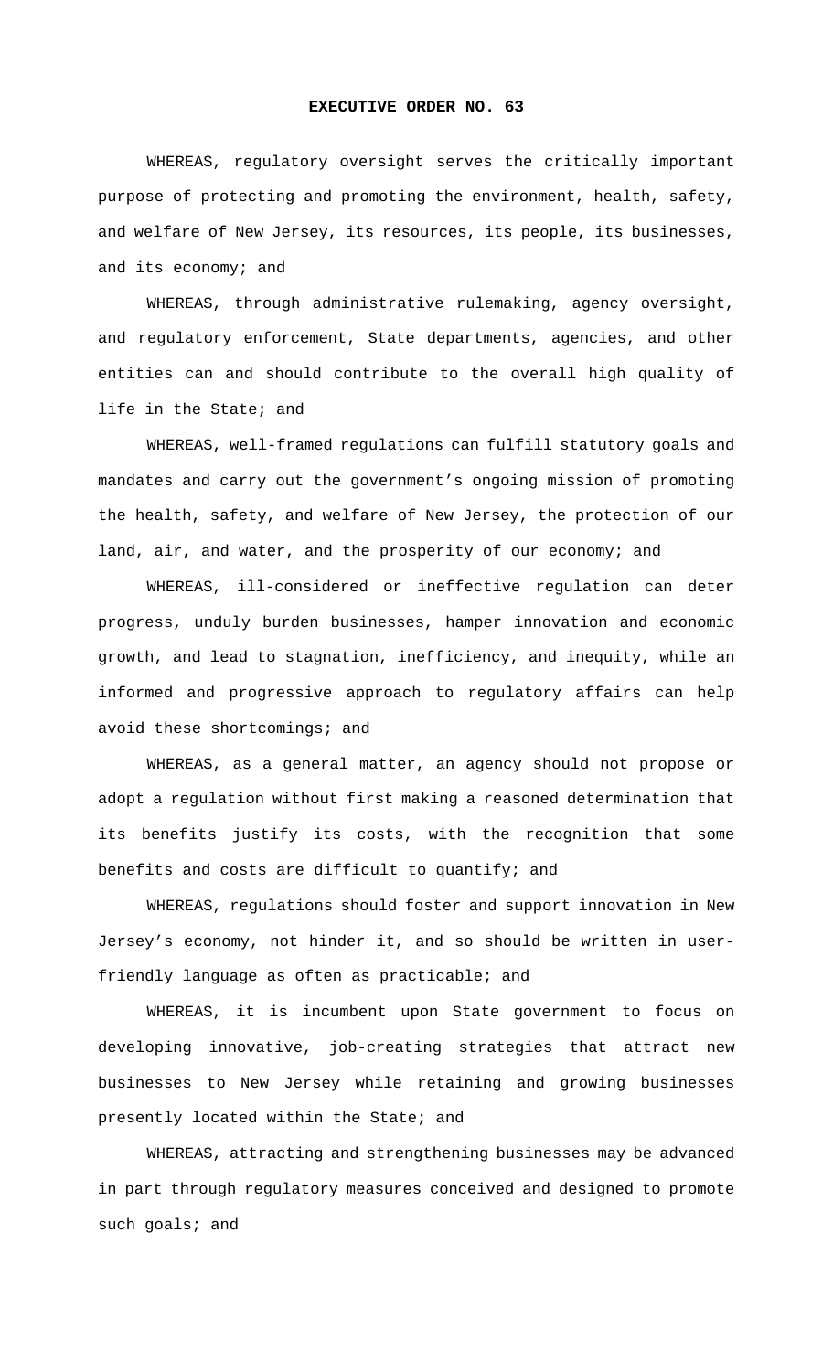# EXECUTIVE ORDER NO. 63

WHEREAS, regulatory oversight serves the critically important purpose of protecting and promoting the environment, health, safety, and welfare of New Jersey, its resources, its people, its businesses, and its economy; and

WHEREAS, through administrative rulemaking, agency oversight, and regulatory enforcement, State departments, agencies, and other entities can and should contribute to the overall high quality of life in the State; and

WHEREAS, well-framed regulations can fulfill statutory goals and mandates and carry out the government's ongoing mission of promoting the health, safety, and welfare of New Jersey, the protection of our land, air, and water, and the prosperity of our economy; and

WHEREAS, ill-considered or ineffective regulation can deter progress, unduly burden businesses, hamper innovation and economic growth, and lead to stagnation, inefficiency, and inequity, while an informed and progressive approach to regulatory affairs can help avoid these shortcomings; and

WHEREAS, as a general matter, an agency should not propose or adopt a regulation without first making a reasoned determination that its benefits justify its costs, with the recognition that some benefits and costs are difficult to quantify; and

WHEREAS, regulations should foster and support innovation in New Jersey's economy, not hinder it, and so should be written in user-friendly language as often as practicable; and

WHEREAS, it is incumbent upon State government to focus on developing innovative, job-creating strategies that attract new businesses to New Jersey while retaining and growing businesses presently located within the State; and

WHEREAS, attracting and strengthening businesses may be advanced in part through regulatory measures conceived and designed to promote such goals; and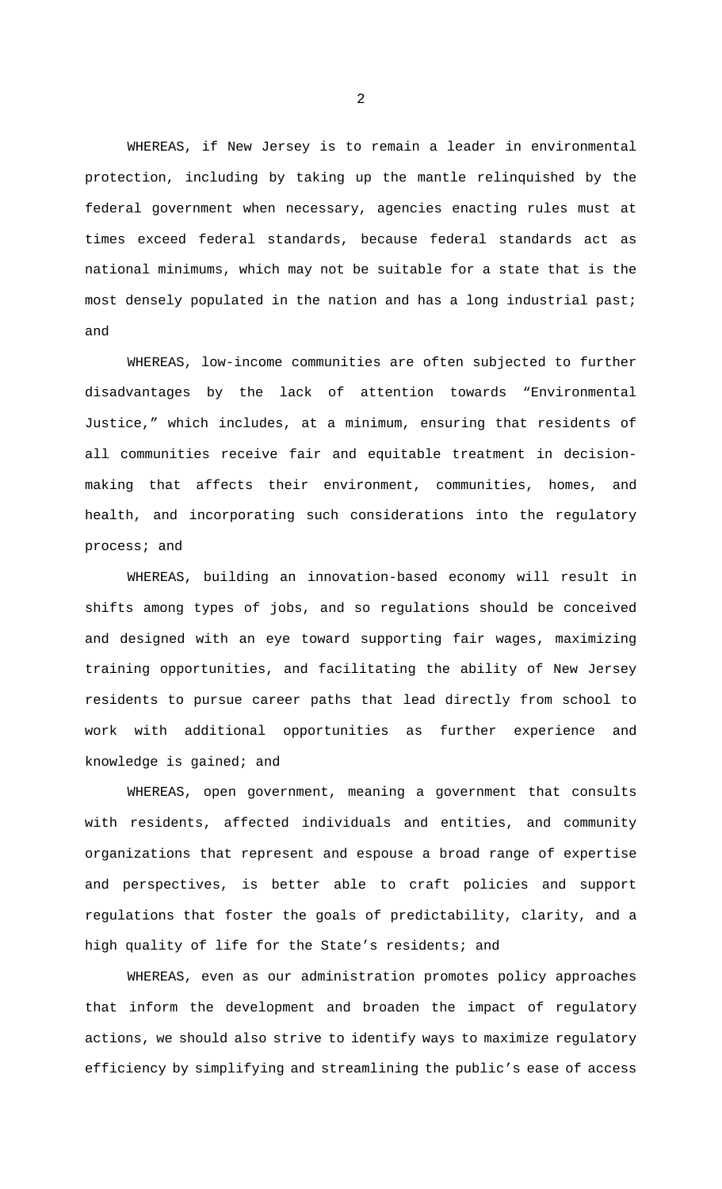WHEREAS, if New Jersey is to remain a leader in environmental protection, including by taking up the mantle relinquished by the federal government when necessary, agencies enacting rules must at times exceed federal standards, because federal standards act as national minimums, which may not be suitable for a state that is the most densely populated in the nation and has a long industrial past; and

WHEREAS, low-income communities are often subjected to further disadvantages by the lack of attention towards "Environmental Justice," which includes, at a minimum, ensuring that residents of all communities receive fair and equitable treatment in decision-making that affects their environment, communities, homes, and health, and incorporating such considerations into the regulatory process; and

WHEREAS, building an innovation-based economy will result in shifts among types of jobs, and so regulations should be conceived and designed with an eye toward supporting fair wages, maximizing training opportunities, and facilitating the ability of New Jersey residents to pursue career paths that lead directly from school to work with additional opportunities as further experience and knowledge is gained; and

WHEREAS, open government, meaning a government that consults with residents, affected individuals and entities, and community organizations that represent and espouse a broad range of expertise and perspectives, is better able to craft policies and support regulations that foster the goals of predictability, clarity, and a high quality of life for the State's residents; and

WHEREAS, even as our administration promotes policy approaches that inform the development and broaden the impact of regulatory actions, we should also strive to identify ways to maximize regulatory efficiency by simplifying and streamlining the public's ease of access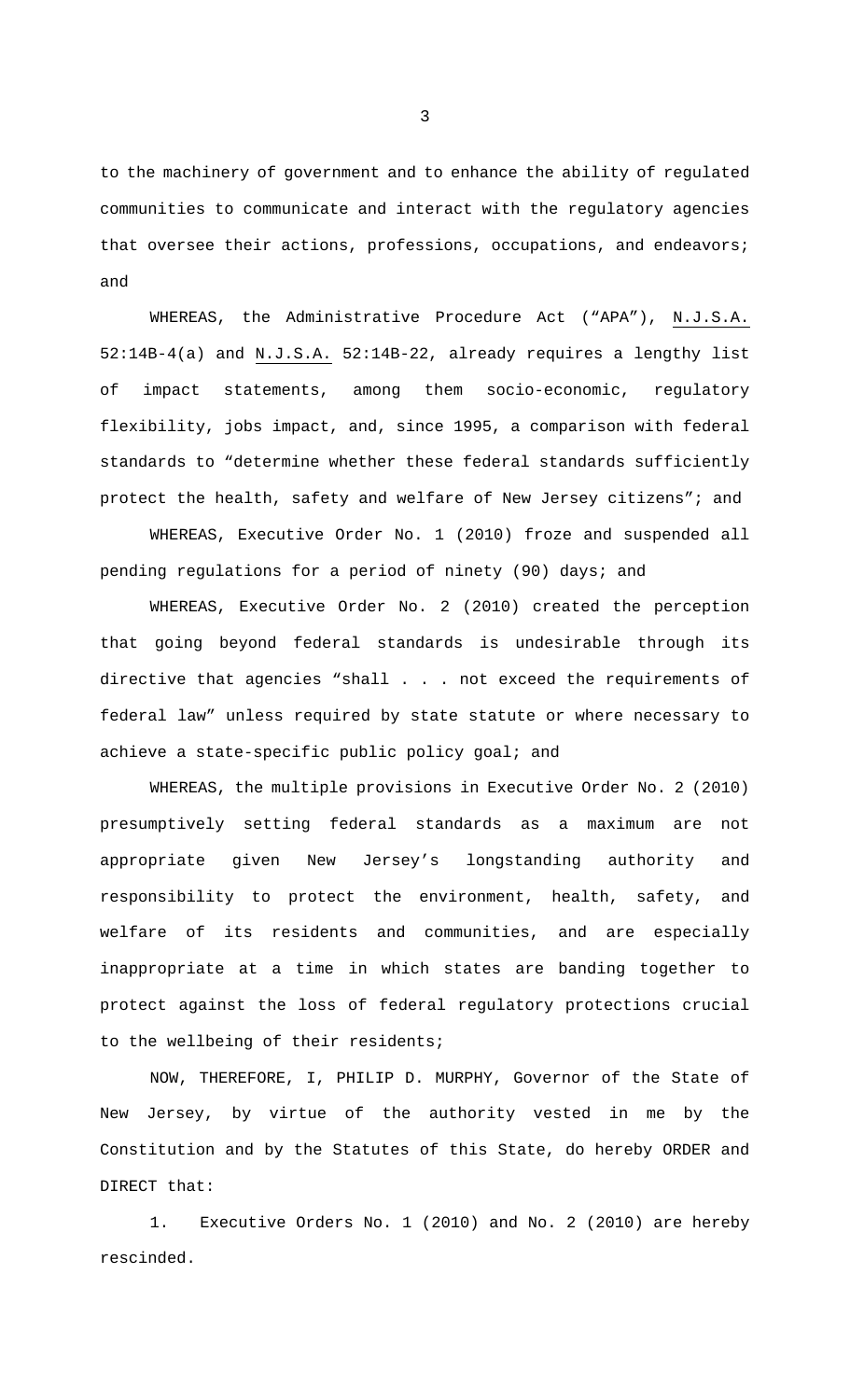to the machinery of government and to enhance the ability of regulated communities to communicate and interact with the regulatory agencies that oversee their actions, professions, occupations, and endeavors; and

WHEREAS, the Administrative Procedure Act ("APA"), N.J.S.A. 52:14B-4(a) and N.J.S.A. 52:14B-22, already requires a lengthy list of impact statements, among them socio-economic, regulatory flexibility, jobs impact, and, since 1995, a comparison with federal standards to "determine whether these federal standards sufficiently protect the health, safety and welfare of New Jersey citizens"; and

WHEREAS, Executive Order No. 1 (2010) froze and suspended all pending regulations for a period of ninety (90) days; and

WHEREAS, Executive Order No. 2 (2010) created the perception that going beyond federal standards is undesirable through its directive that agencies "shall . . . not exceed the requirements of federal law" unless required by state statute or where necessary to achieve a state-specific public policy goal; and

WHEREAS, the multiple provisions in Executive Order No. 2 (2010) presumptively setting federal standards as a maximum are not appropriate given New Jersey's longstanding authority and responsibility to protect the environment, health, safety, and welfare of its residents and communities, and are especially inappropriate at a time in which states are banding together to protect against the loss of federal regulatory protections crucial to the wellbeing of their residents;

NOW, THEREFORE, I, PHILIP D. MURPHY, Governor of the State of New Jersey, by virtue of the authority vested in me by the Constitution and by the Statutes of this State, do hereby ORDER and DIRECT that:

1. Executive Orders No. 1 (2010) and No. 2 (2010) are hereby rescinded.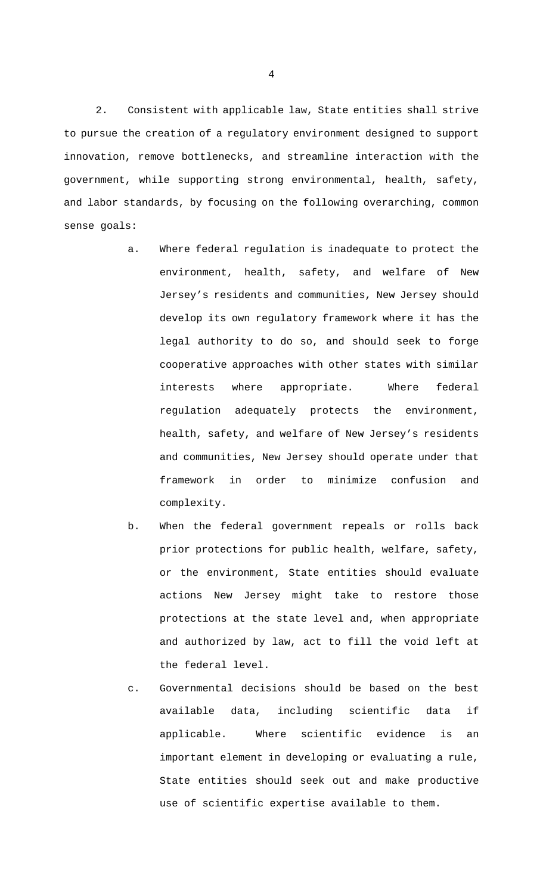2. Consistent with applicable law, State entities shall strive to pursue the creation of a regulatory environment designed to support innovation, remove bottlenecks, and streamline interaction with the government, while supporting strong environmental, health, safety, and labor standards, by focusing on the following overarching, common sense goals:

a. Where federal regulation is inadequate to protect the environment, health, safety, and welfare of New Jersey's residents and communities, New Jersey should develop its own regulatory framework where it has the legal authority to do so, and should seek to forge cooperative approaches with other states with similar interests where appropriate. Where federal regulation adequately protects the environment, health, safety, and welfare of New Jersey's residents and communities, New Jersey should operate under that framework in order to minimize confusion and complexity.

b. When the federal government repeals or rolls back prior protections for public health, welfare, safety, or the environment, State entities should evaluate actions New Jersey might take to restore those protections at the state level and, when appropriate and authorized by law, act to fill the void left at the federal level.

c. Governmental decisions should be based on the best available data, including scientific data if applicable. Where scientific evidence is an important element in developing or evaluating a rule, State entities should seek out and make productive use of scientific expertise available to them.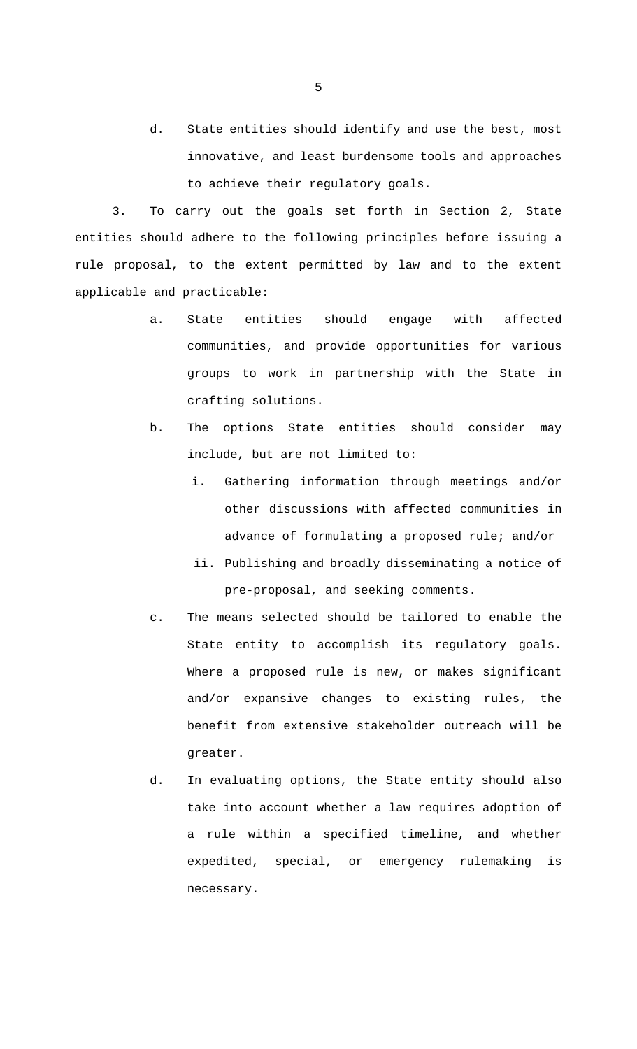d. State entities should identify and use the best, most innovative, and least burdensome tools and approaches to achieve their regulatory goals.

3. To carry out the goals set forth in Section 2, State entities should adhere to the following principles before issuing a rule proposal, to the extent permitted by law and to the extent applicable and practicable:

a. State entities should engage with affected communities, and provide opportunities for various groups to work in partnership with the State in crafting solutions.

b. The options State entities should consider may include, but are not limited to:

   i. Gathering information through meetings and/or other discussions with affected communities in advance of formulating a proposed rule; and/or

   ii. Publishing and broadly disseminating a notice of pre-proposal, and seeking comments.

c. The means selected should be tailored to enable the State entity to accomplish its regulatory goals. Where a proposed rule is new, or makes significant and/or expansive changes to existing rules, the benefit from extensive stakeholder outreach will be greater.

d. In evaluating options, the State entity should also take into account whether a law requires adoption of a rule within a specified timeline, and whether expedited, special, or emergency rulemaking is necessary.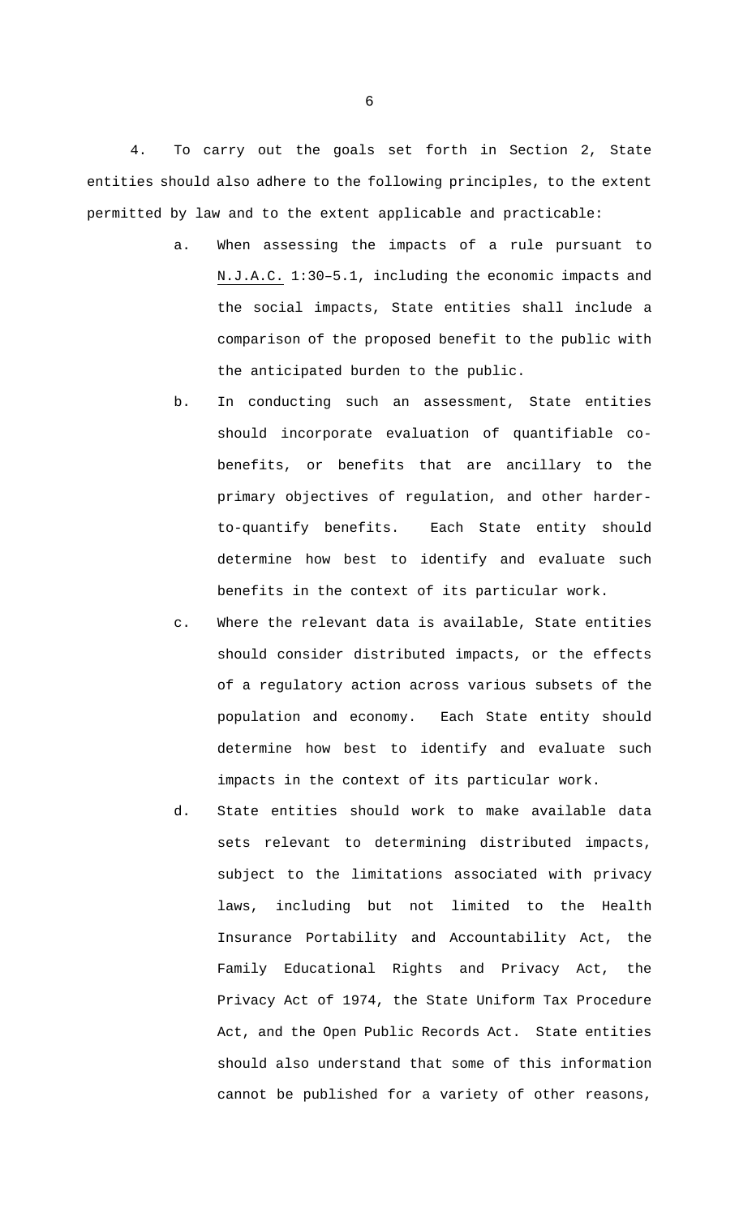4. To carry out the goals set forth in Section 2, State entities should also adhere to the following principles, to the extent permitted by law and to the extent applicable and practicable:

a. When assessing the impacts of a rule pursuant to N.J.A.C. 1:30–5.1, including the economic impacts and the social impacts, State entities shall include a comparison of the proposed benefit to the public with the anticipated burden to the public.

b. In conducting such an assessment, State entities should incorporate evaluation of quantifiable co-benefits, or benefits that are ancillary to the primary objectives of regulation, and other harder-to-quantify benefits. Each State entity should determine how best to identify and evaluate such benefits in the context of its particular work.

c. Where the relevant data is available, State entities should consider distributed impacts, or the effects of a regulatory action across various subsets of the population and economy. Each State entity should determine how best to identify and evaluate such impacts in the context of its particular work.

d. State entities should work to make available data sets relevant to determining distributed impacts, subject to the limitations associated with privacy laws, including but not limited to the Health Insurance Portability and Accountability Act, the Family Educational Rights and Privacy Act, the Privacy Act of 1974, the State Uniform Tax Procedure Act, and the Open Public Records Act. State entities should also understand that some of this information cannot be published for a variety of other reasons,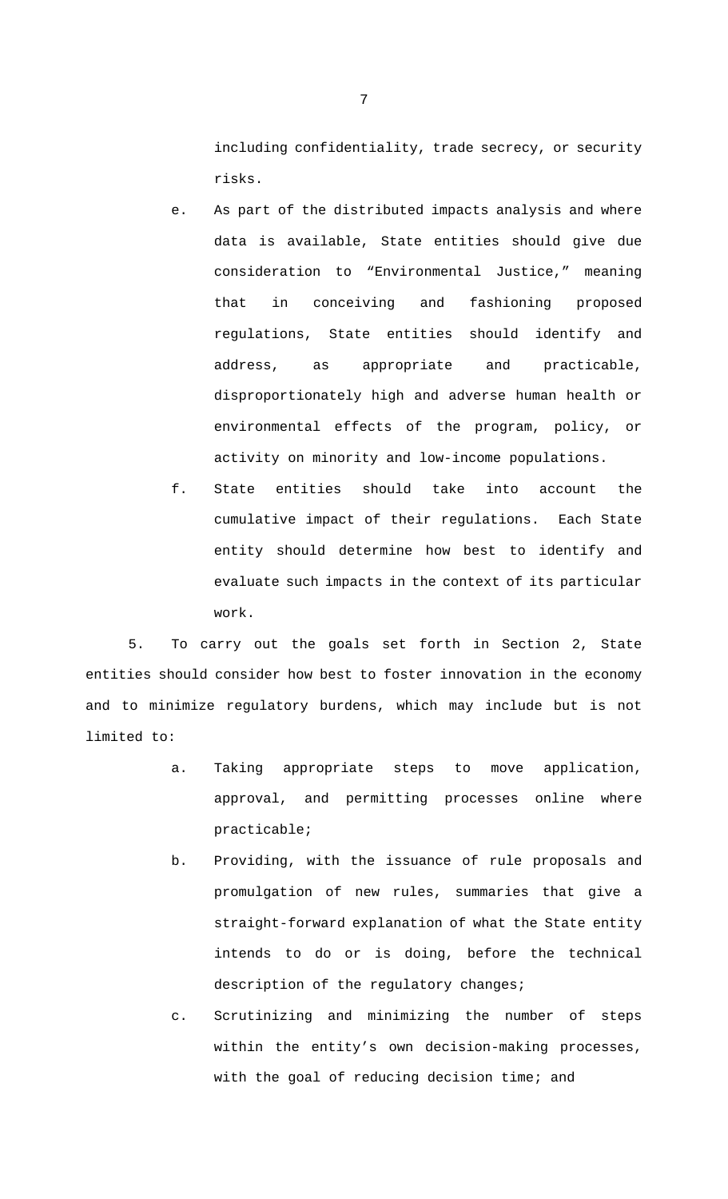including confidentiality, trade secrecy, or security risks.

e. As part of the distributed impacts analysis and where data is available, State entities should give due consideration to "Environmental Justice," meaning that in conceiving and fashioning proposed regulations, State entities should identify and address, as appropriate and practicable, disproportionately high and adverse human health or environmental effects of the program, policy, or activity on minority and low-income populations.

f. State entities should take into account the cumulative impact of their regulations. Each State entity should determine how best to identify and evaluate such impacts in the context of its particular work.

5. To carry out the goals set forth in Section 2, State entities should consider how best to foster innovation in the economy and to minimize regulatory burdens, which may include but is not limited to:

a. Taking appropriate steps to move application, approval, and permitting processes online where practicable;

b. Providing, with the issuance of rule proposals and promulgation of new rules, summaries that give a straight-forward explanation of what the State entity intends to do or is doing, before the technical description of the regulatory changes;

c. Scrutinizing and minimizing the number of steps within the entity's own decision-making processes, with the goal of reducing decision time; and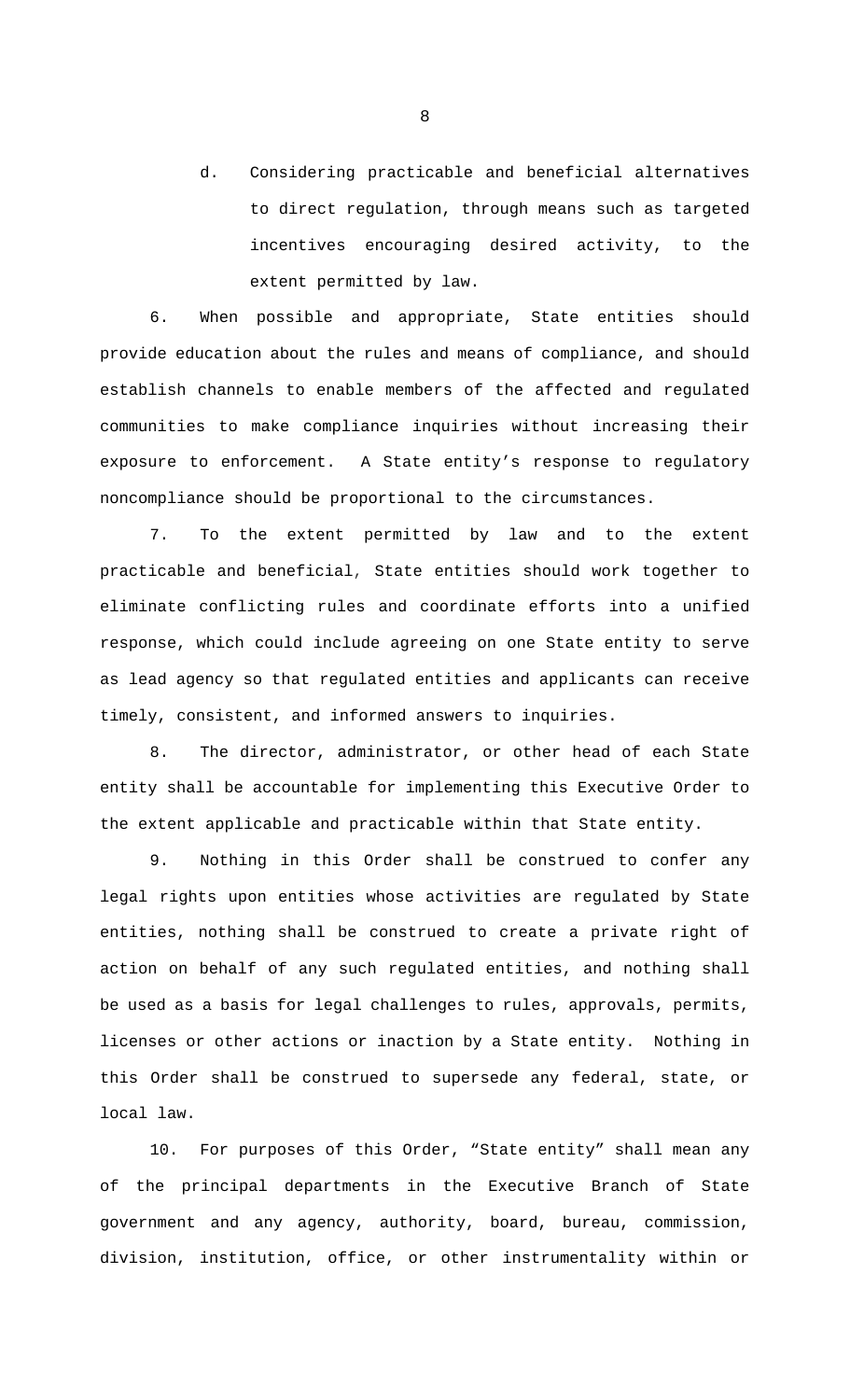d. Considering practicable and beneficial alternatives to direct regulation, through means such as targeted incentives encouraging desired activity, to the extent permitted by law.

6. When possible and appropriate, State entities should provide education about the rules and means of compliance, and should establish channels to enable members of the affected and regulated communities to make compliance inquiries without increasing their exposure to enforcement. A State entity's response to regulatory noncompliance should be proportional to the circumstances.

7. To the extent permitted by law and to the extent practicable and beneficial, State entities should work together to eliminate conflicting rules and coordinate efforts into a unified response, which could include agreeing on one State entity to serve as lead agency so that regulated entities and applicants can receive timely, consistent, and informed answers to inquiries.

8. The director, administrator, or other head of each State entity shall be accountable for implementing this Executive Order to the extent applicable and practicable within that State entity.

9. Nothing in this Order shall be construed to confer any legal rights upon entities whose activities are regulated by State entities, nothing shall be construed to create a private right of action on behalf of any such regulated entities, and nothing shall be used as a basis for legal challenges to rules, approvals, permits, licenses or other actions or inaction by a State entity. Nothing in this Order shall be construed to supersede any federal, state, or local law.

10. For purposes of this Order, "State entity" shall mean any of the principal departments in the Executive Branch of State government and any agency, authority, board, bureau, commission, division, institution, office, or other instrumentality within or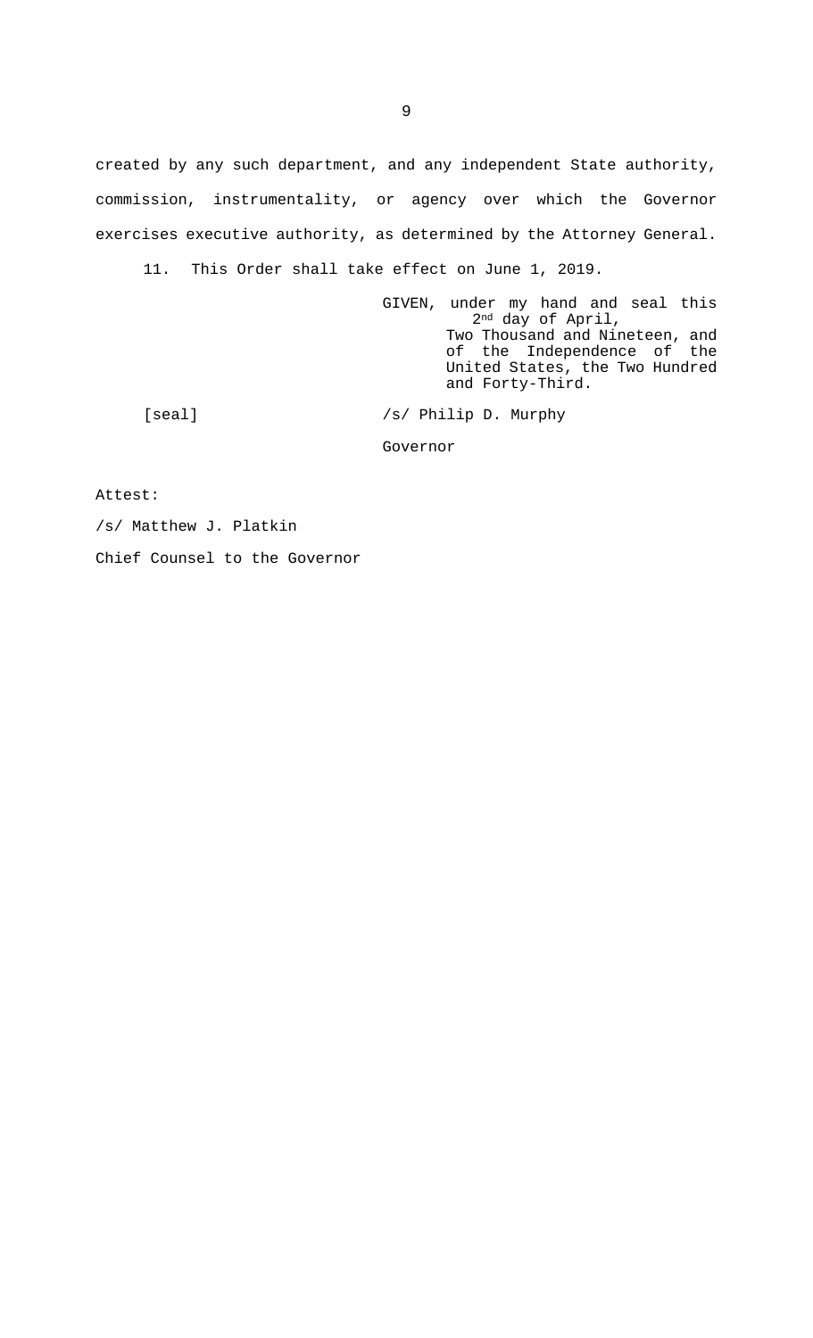created by any such department, and any independent State authority, commission, instrumentality, or agency over which the Governor exercises executive authority, as determined by the Attorney General.

11. This Order shall take effect on June 1, 2019.

GIVEN, under my hand and seal this 2nd day of April, Two Thousand and Nineteen, and of the Independence of the United States, the Two Hundred and Forty-Third.

[seal]

/s/ Philip D. Murphy

Governor

Attest:

/s/ Matthew J. Platkin

Chief Counsel to the Governor